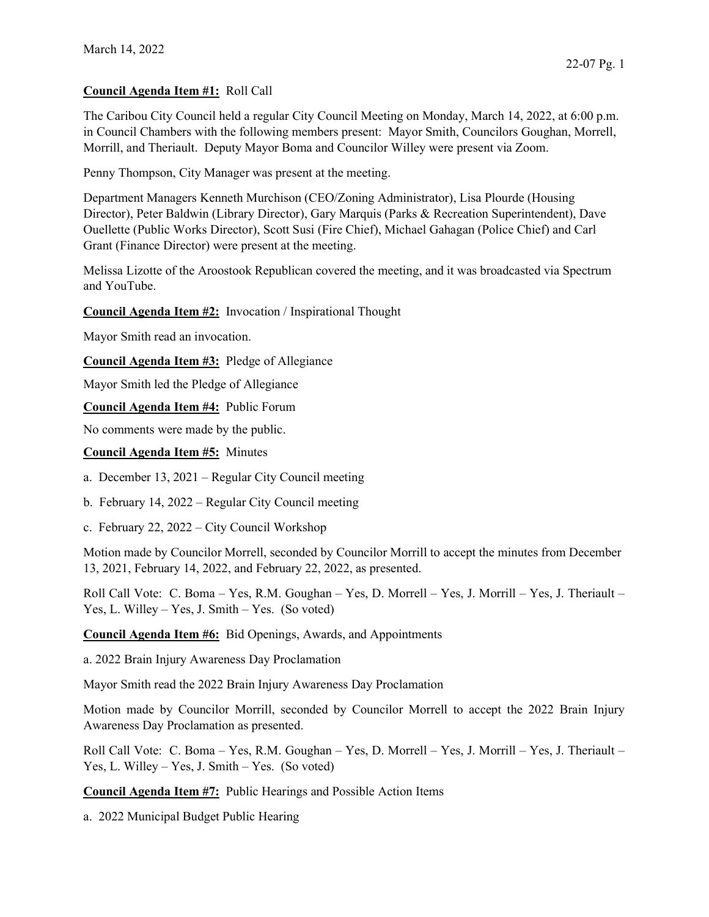March 14, 2022

**Council Agenda Item #1:** Roll Call

The Caribou City Council held a regular City Council Meeting on Monday, March 14, 2022, at 6:00 p.m. in Council Chambers with the following members present: Mayor Smith, Councilors Goughan, Morrell, Morrill, and Theriault. Deputy Mayor Boma and Councilor Willey were present via Zoom.

Penny Thompson, City Manager was present at the meeting.

Department Managers Kenneth Murchison (CEO/Zoning Administrator), Lisa Plourde (Housing Director), Peter Baldwin (Library Director), Gary Marquis (Parks & Recreation Superintendent), Dave Ouellette (Public Works Director), Scott Susi (Fire Chief), Michael Gahagan (Police Chief) and Carl Grant (Finance Director) were present at the meeting.

Melissa Lizotte of the Aroostook Republican covered the meeting, and it was broadcasted via Spectrum and YouTube.

**Council Agenda Item #2:** Invocation / Inspirational Thought

Mayor Smith read an invocation.

**Council Agenda Item #3:** Pledge of Allegiance

Mayor Smith led the Pledge of Allegiance

**Council Agenda Item #4:** Public Forum

No comments were made by the public.

**Council Agenda Item #5:** Minutes

a. December 13, 2021 – Regular City Council meeting

b. February 14, 2022 – Regular City Council meeting

c. February 22, 2022 – City Council Workshop

Motion made by Councilor Morrell, seconded by Councilor Morrill to accept the minutes from December 13, 2021, February 14, 2022, and February 22, 2022, as presented.

Roll Call Vote: C. Boma – Yes, R.M. Goughan – Yes, D. Morrell – Yes, J. Morrill – Yes, J. Theriault – Yes, L. Willey – Yes, J. Smith – Yes. (So voted)

**Council Agenda Item #6:** Bid Openings, Awards, and Appointments

a. 2022 Brain Injury Awareness Day Proclamation

Mayor Smith read the 2022 Brain Injury Awareness Day Proclamation

Motion made by Councilor Morrill, seconded by Councilor Morrell to accept the 2022 Brain Injury Awareness Day Proclamation as presented.

Roll Call Vote: C. Boma – Yes, R.M. Goughan – Yes, D. Morrell – Yes, J. Morrill – Yes, J. Theriault – Yes, L. Willey – Yes, J. Smith – Yes. (So voted)

**Council Agenda Item #7:** Public Hearings and Possible Action Items

a. 2022 Municipal Budget Public Hearing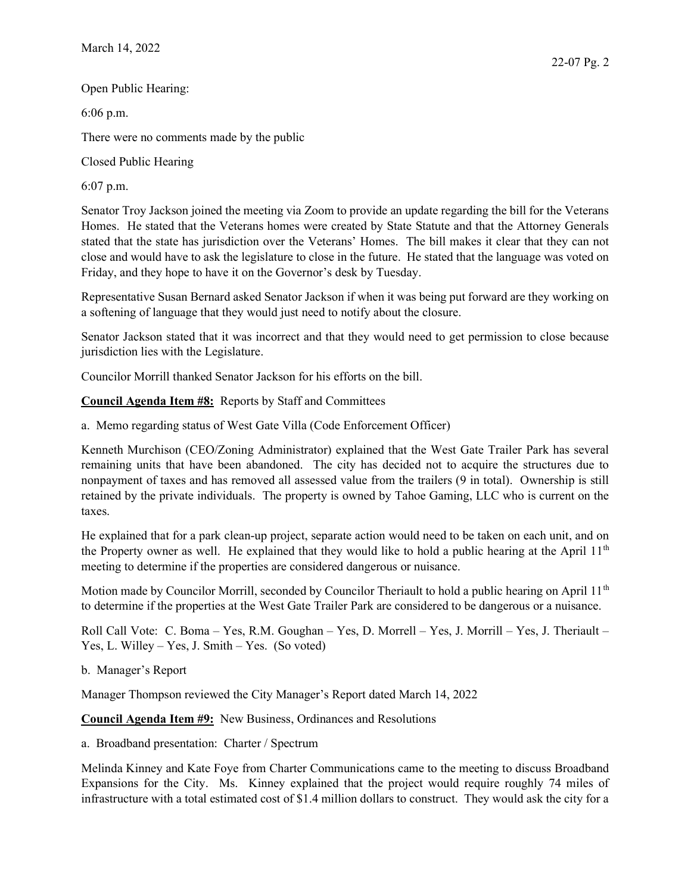Open Public Hearing:

6:06 p.m.

There were no comments made by the public

Closed Public Hearing

6:07 p.m.

Senator Troy Jackson joined the meeting via Zoom to provide an update regarding the bill for the Veterans Homes. He stated that the Veterans homes were created by State Statute and that the Attorney Generals stated that the state has jurisdiction over the Veterans' Homes. The bill makes it clear that they can not close and would have to ask the legislature to close in the future. He stated that the language was voted on Friday, and they hope to have it on the Governor's desk by Tuesday.

Representative Susan Bernard asked Senator Jackson if when it was being put forward are they working on a softening of language that they would just need to notify about the closure.

Senator Jackson stated that it was incorrect and that they would need to get permission to close because jurisdiction lies with the Legislature.

Councilor Morrill thanked Senator Jackson for his efforts on the bill.

**Council Agenda Item #8:** Reports by Staff and Committees

a. Memo regarding status of West Gate Villa (Code Enforcement Officer)

Kenneth Murchison (CEO/Zoning Administrator) explained that the West Gate Trailer Park has several remaining units that have been abandoned. The city has decided not to acquire the structures due to nonpayment of taxes and has removed all assessed value from the trailers (9 in total). Ownership is still retained by the private individuals. The property is owned by Tahoe Gaming, LLC who is current on the taxes.

He explained that for a park clean-up project, separate action would need to be taken on each unit, and on the Property owner as well. He explained that they would like to hold a public hearing at the April 11th meeting to determine if the properties are considered dangerous or nuisance.

Motion made by Councilor Morrill, seconded by Councilor Theriault to hold a public hearing on April 11th to determine if the properties at the West Gate Trailer Park are considered to be dangerous or a nuisance.

Roll Call Vote: C. Boma – Yes, R.M. Goughan – Yes, D. Morrell – Yes, J. Morrill – Yes, J. Theriault – Yes, L. Willey – Yes, J. Smith – Yes. (So voted)

b. Manager's Report

Manager Thompson reviewed the City Manager's Report dated March 14, 2022

**Council Agenda Item #9:** New Business, Ordinances and Resolutions

a. Broadband presentation: Charter / Spectrum

Melinda Kinney and Kate Foye from Charter Communications came to the meeting to discuss Broadband Expansions for the City. Ms. Kinney explained that the project would require roughly 74 miles of infrastructure with a total estimated cost of $1.4 million dollars to construct. They would ask the city for a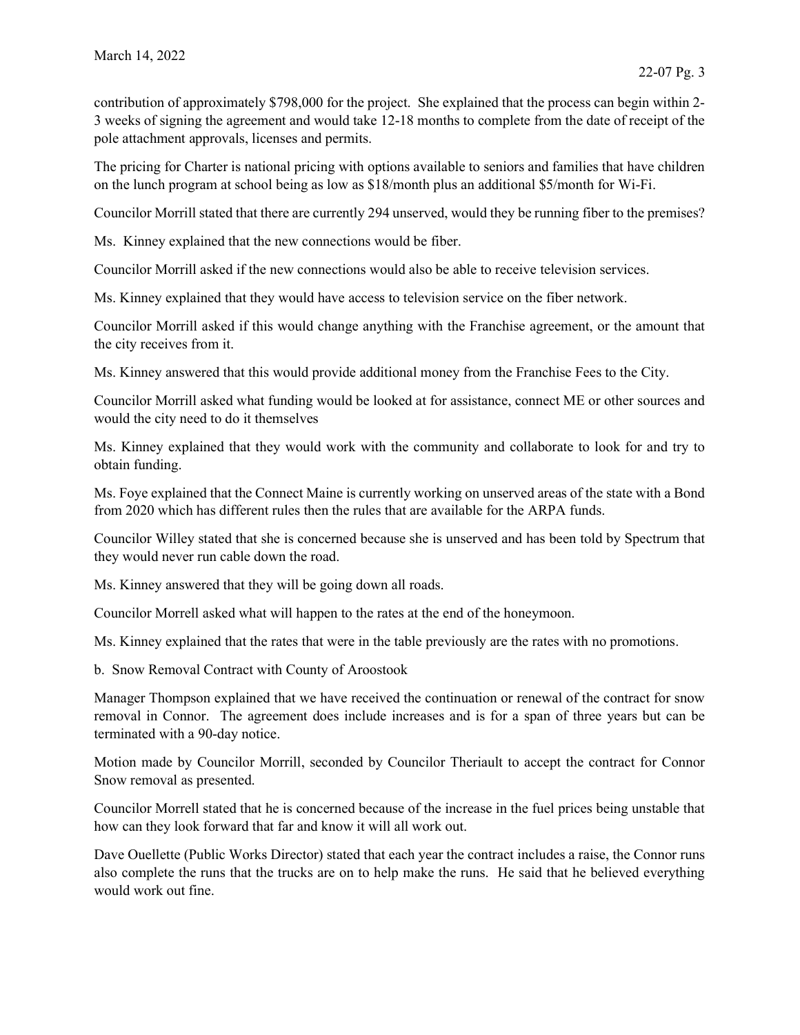contribution of approximately $798,000 for the project. She explained that the process can begin within 2-3 weeks of signing the agreement and would take 12-18 months to complete from the date of receipt of the pole attachment approvals, licenses and permits.

The pricing for Charter is national pricing with options available to seniors and families that have children on the lunch program at school being as low as $18/month plus an additional $5/month for Wi-Fi.

Councilor Morrill stated that there are currently 294 unserved, would they be running fiber to the premises?

Ms. Kinney explained that the new connections would be fiber.

Councilor Morrill asked if the new connections would also be able to receive television services.

Ms. Kinney explained that they would have access to television service on the fiber network.

Councilor Morrill asked if this would change anything with the Franchise agreement, or the amount that the city receives from it.

Ms. Kinney answered that this would provide additional money from the Franchise Fees to the City.

Councilor Morrill asked what funding would be looked at for assistance, connect ME or other sources and would the city need to do it themselves

Ms. Kinney explained that they would work with the community and collaborate to look for and try to obtain funding.

Ms. Foye explained that the Connect Maine is currently working on unserved areas of the state with a Bond from 2020 which has different rules then the rules that are available for the ARPA funds.

Councilor Willey stated that she is concerned because she is unserved and has been told by Spectrum that they would never run cable down the road.

Ms. Kinney answered that they will be going down all roads.

Councilor Morrell asked what will happen to the rates at the end of the honeymoon.

Ms. Kinney explained that the rates that were in the table previously are the rates with no promotions.

b. Snow Removal Contract with County of Aroostook

Manager Thompson explained that we have received the continuation or renewal of the contract for snow removal in Connor. The agreement does include increases and is for a span of three years but can be terminated with a 90-day notice.

Motion made by Councilor Morrill, seconded by Councilor Theriault to accept the contract for Connor Snow removal as presented.

Councilor Morrell stated that he is concerned because of the increase in the fuel prices being unstable that how can they look forward that far and know it will all work out.

Dave Ouellette (Public Works Director) stated that each year the contract includes a raise, the Connor runs also complete the runs that the trucks are on to help make the runs. He said that he believed everything would work out fine.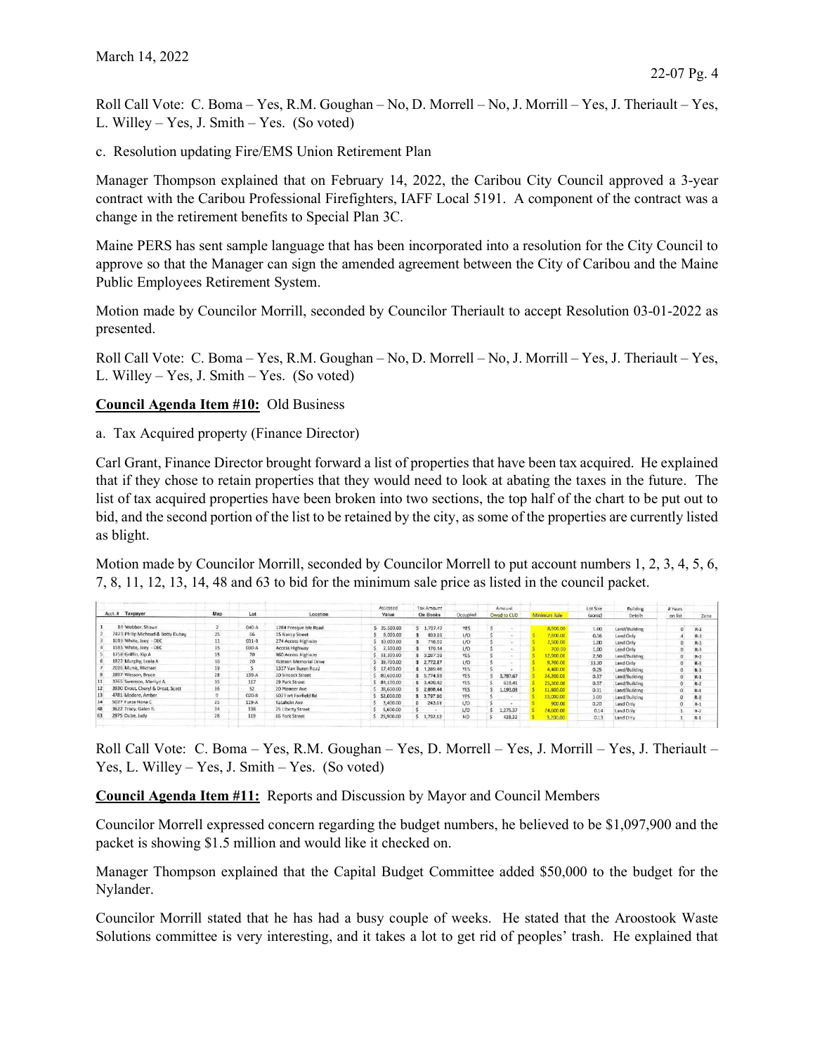Roll Call Vote: C. Boma – Yes, R.M. Goughan – No, D. Morrell – No, J. Morrill – Yes, J. Theriault – Yes, L. Willey – Yes, J. Smith – Yes. (So voted)

c. Resolution updating Fire/EMS Union Retirement Plan

Manager Thompson explained that on February 14, 2022, the Caribou City Council approved a 3-year contract with the Caribou Professional Firefighters, IAFF Local 5191. A component of the contract was a change in the retirement benefits to Special Plan 3C.

Maine PERS has sent sample language that has been incorporated into a resolution for the City Council to approve so that the Manager can sign the amended agreement between the City of Caribou and the Maine Public Employees Retirement System.

Motion made by Councilor Morrill, seconded by Councilor Theriault to accept Resolution 03-01-2022 as presented.

Roll Call Vote: C. Boma – Yes, R.M. Goughan – No, D. Morrell – No, J. Morrill – Yes, J. Theriault – Yes, L. Willey – Yes, J. Smith – Yes. (So voted)

**Council Agenda Item #10:** Old Business

a. Tax Acquired property (Finance Director)

Carl Grant, Finance Director brought forward a list of properties that have been tax acquired. He explained that if they chose to retain properties that they would need to look at abating the taxes in the future. The list of tax acquired properties have been broken into two sections, the top half of the chart to be put out to bid, and the second portion of the list to be retained by the city, as some of the properties are currently listed as blight.

Motion made by Councilor Morrill, seconded by Councilor Morrell to put account numbers 1, 2, 3, 4, 5, 6, 7, 8, 11, 12, 13, 14, 48 and 63 to bid for the minimum sale price as listed in the council packet.

| Acct. # | | Taxpayer | Map | Lot | Location | Assessed Value | Tax Amount On Books | Occupied | Amount Owed to CUD | Minimum Sale | Lot Size (acres) | Building Details | # Years on list | Zone |
|---|---|---|---|---|---|---|---|---|---|---|---|---|---|---|
| 1 | 84 | Webber, Shawn | 2 | 040-A | 1264 Presque Isle Road | $ 35,500.00 | $ 1,737.47 | YES | $ - | 8,900.00 | 1.00 | Land/Building | 0 | R-3 |
| 2 | 2423 | Philip Michaud & Betty Dubay | 25 | 66 | 15 Nancy Street | $ 6,000.00 | $ 833.06 | L/O | $ - | $ 7,600.00 | 0.16 | Land Only | 4 | R-3 |
| 3 | 1019 | White, Joey - OEC | 11 | 031-B | 274 Access Highway | $ 10,000.00 | $ 716.50 | L/O | $ - | $ 2,500.00 | 1.00 | Land Only | 0 | R-3 |
| 4 | 1585 | White, Joey - OEC | 15 | 030-A | Access Highway | $ 2,500.00 | $ 179.14 | L/O | $ - | $ 700.00 | 1.00 | Land Only | 0 | R-3 |
| 5 | 1758 | Griffin, Kip A | 15 | 70 | 960 Access Highway | $ 51,300.00 | $ 3,287.30 | YES | $ - | $ 12,900.00 | 2.50 | Land/Building | 0 | R-3 |
| 6 | 1827 | Murphy, Leola A | 16 | 20 | Watson Memorial Drive | $ 38,700.00 | $ 2,772.87 | L/O | $ - | $ 9,700.00 | 33.30 | Land Only | 0 | R-3 |
| 7 | 2086 | Munie, Michael | 19 | 5 | 1317 Van Buren Road | $ 17,400.00 | $ 1,269.46 | YES | $ - | $ 4,400.00 | 0.25 | Land/Building | 0 | R-3 |
| 8 | 2897 | Wasson, Bruce | 28 | 139-A | 10 Sincock Street | $ 80,600.00 | $ 5,774.99 | YES | $ 3,787.67 | $ 24,300.00 | 0.37 | Land/Building | 0 | R-1 |
| 11 | 3765 | Swenson, Marilyn A | 35 | 117 | 29 Park Street | $ 84,100.00 | $ 3,409.42 | YES | $ 619.41 | $ 25,300.00 | 0.37 | Land/Building | 0 | R-2 |
| 12 | 3930 | Drost, Cheryl & Drost, Scott | 36 | 52 | 20 Pioneer Ave | $ 39,600.00 | $ 2,808.44 | YES | $ 1,193.09 | $ 11,600.00 | 0.31 | Land/Building | 0 | R-1 |
| 13 | 4781 | Madore, Amber | 9 | 020-B | 607 Fort Fairfield Rd | $ 52,000.00 | $ 3,797.90 | YES | $ - | $ 13,000.00 | 3.00 | Land/Building | 0 | R-3 |
| 14 | 5027 | Furze Nona C | 23 | 129-A | Katahdin Ave | $ 3,400.00 | $ 243.61 | L/O | $ - | $ 900.00 | 0.20 | Land Only | 0 | R-1 |
| 48 | 3622 | Tracy, Galen R. | 34 | 138 | 25 Liberty Street | $ 5,600.00 | $ - | L/O | $ 1,275.37 | $ 24,600.00 | 0.14 | Land Only | 1 | R-2 |
| 63 | 2875 | Dube, Judy | 28 | 119 | 66 York Street | $ 25,900.00 | $ 1,792.12 | NO | $ 438.32 | $ 3,200.00 | 0.13 | Land Only | 1 | R-1 |

Roll Call Vote: C. Boma – Yes, R.M. Goughan – Yes, D. Morrell – Yes, J. Morrill – Yes, J. Theriault – Yes, L. Willey – Yes, J. Smith – Yes. (So voted)

**Council Agenda Item #11:** Reports and Discussion by Mayor and Council Members

Councilor Morrell expressed concern regarding the budget numbers, he believed to be $1,097,900 and the packet is showing $1.5 million and would like it checked on.

Manager Thompson explained that the Capital Budget Committee added $50,000 to the budget for the Nylander.

Councilor Morrill stated that he has had a busy couple of weeks. He stated that the Aroostook Waste Solutions committee is very interesting, and it takes a lot to get rid of peoples' trash. He explained that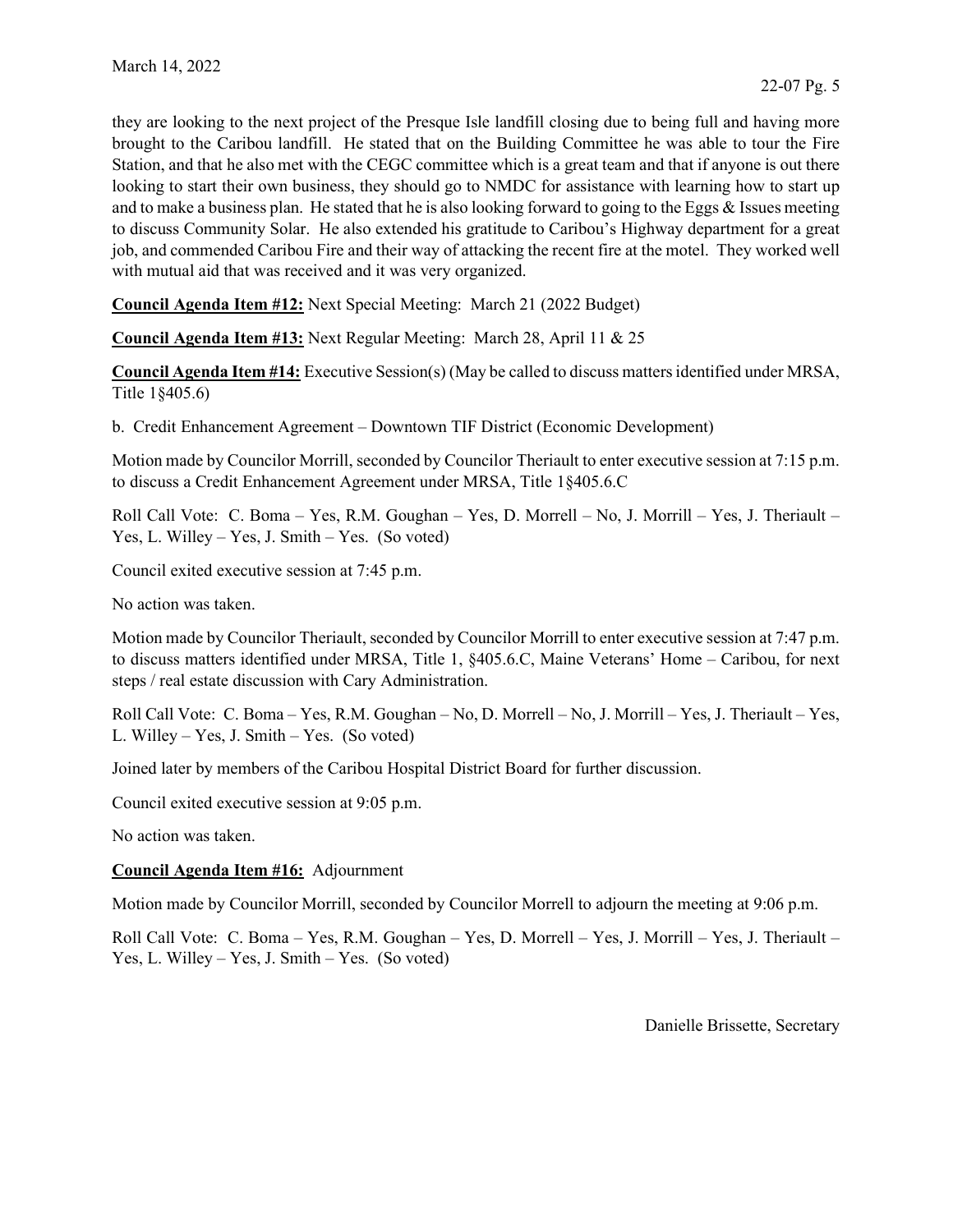they are looking to the next project of the Presque Isle landfill closing due to being full and having more brought to the Caribou landfill. He stated that on the Building Committee he was able to tour the Fire Station, and that he also met with the CEGC committee which is a great team and that if anyone is out there looking to start their own business, they should go to NMDC for assistance with learning how to start up and to make a business plan. He stated that he is also looking forward to going to the Eggs & Issues meeting to discuss Community Solar. He also extended his gratitude to Caribou's Highway department for a great job, and commended Caribou Fire and their way of attacking the recent fire at the motel. They worked well with mutual aid that was received and it was very organized.

**Council Agenda Item #12:** Next Special Meeting: March 21 (2022 Budget)

**Council Agenda Item #13:** Next Regular Meeting: March 28, April 11 & 25

**Council Agenda Item #14:** Executive Session(s) (May be called to discuss matters identified under MRSA, Title 1§405.6)

b. Credit Enhancement Agreement – Downtown TIF District (Economic Development)

Motion made by Councilor Morrill, seconded by Councilor Theriault to enter executive session at 7:15 p.m. to discuss a Credit Enhancement Agreement under MRSA, Title 1§405.6.C

Roll Call Vote: C. Boma – Yes, R.M. Goughan – Yes, D. Morrell – No, J. Morrill – Yes, J. Theriault – Yes, L. Willey – Yes, J. Smith – Yes. (So voted)

Council exited executive session at 7:45 p.m.

No action was taken.

Motion made by Councilor Theriault, seconded by Councilor Morrill to enter executive session at 7:47 p.m. to discuss matters identified under MRSA, Title 1, §405.6.C, Maine Veterans' Home – Caribou, for next steps / real estate discussion with Cary Administration.

Roll Call Vote: C. Boma – Yes, R.M. Goughan – No, D. Morrell – No, J. Morrill – Yes, J. Theriault – Yes, L. Willey – Yes, J. Smith – Yes. (So voted)

Joined later by members of the Caribou Hospital District Board for further discussion.

Council exited executive session at 9:05 p.m.

No action was taken.

**Council Agenda Item #16:** Adjournment

Motion made by Councilor Morrill, seconded by Councilor Morrell to adjourn the meeting at 9:06 p.m.

Roll Call Vote: C. Boma – Yes, R.M. Goughan – Yes, D. Morrell – Yes, J. Morrill – Yes, J. Theriault – Yes, L. Willey – Yes, J. Smith – Yes. (So voted)

Danielle Brissette, Secretary